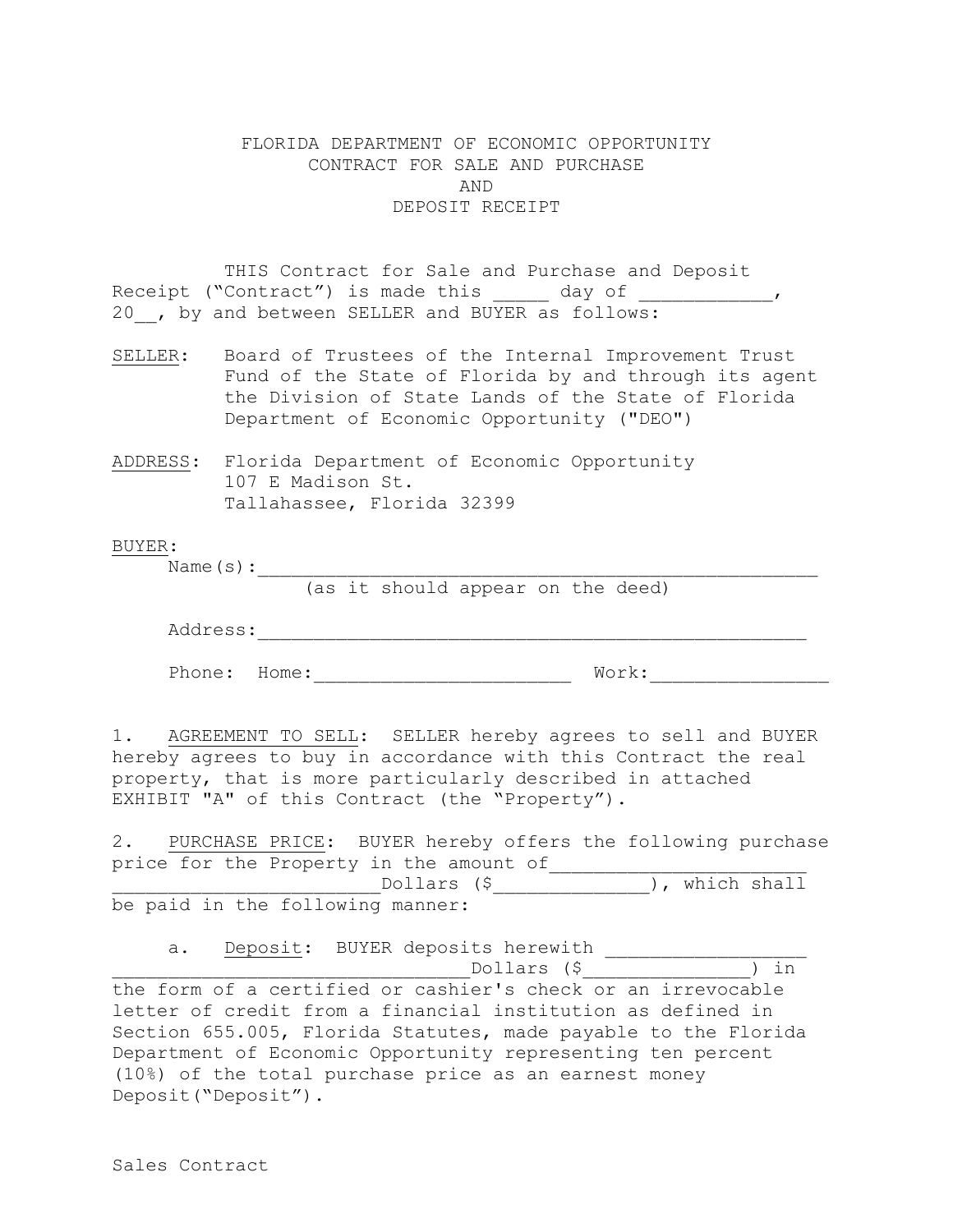# FLORIDA DEPARTMENT OF ECONOMIC OPPORTUNITY
## CONTRACT FOR SALE AND PURCHASE
## AND
## DEPOSIT RECEIPT

THIS Contract for Sale and Purchase and Deposit Receipt ("Contract") is made this _____ day of ____________, 20__, by and between SELLER and BUYER as follows:

SELLER: Board of Trustees of the Internal Improvement Trust Fund of the State of Florida by and through its agent the Division of State Lands of the State of Florida Department of Economic Opportunity ("DEO")

ADDRESS: Florida Department of Economic Opportunity
107 E Madison St.
Tallahassee, Florida 32399

BUYER:

Name(s):______________________________________________________
(as it should appear on the deed)

Address:____________________________________________________

Phone: Home:_______________________ Work:________________

1. AGREEMENT TO SELL: SELLER hereby agrees to sell and BUYER hereby agrees to buy in accordance with this Contract the real property, that is more particularly described in attached EXHIBIT "A" of this Contract (the "Property").

2. PURCHASE PRICE: BUYER hereby offers the following purchase price for the Property in the amount of_______________________ ________________________Dollars ($______________), which shall be paid in the following manner:

a. Deposit: BUYER deposits herewith __________________ ______________________________Dollars ($_______________) in the form of a certified or cashier's check or an irrevocable letter of credit from a financial institution as defined in Section 655.005, Florida Statutes, made payable to the Florida Department of Economic Opportunity representing ten percent (10%) of the total purchase price as an earnest money Deposit("Deposit").

Sales Contract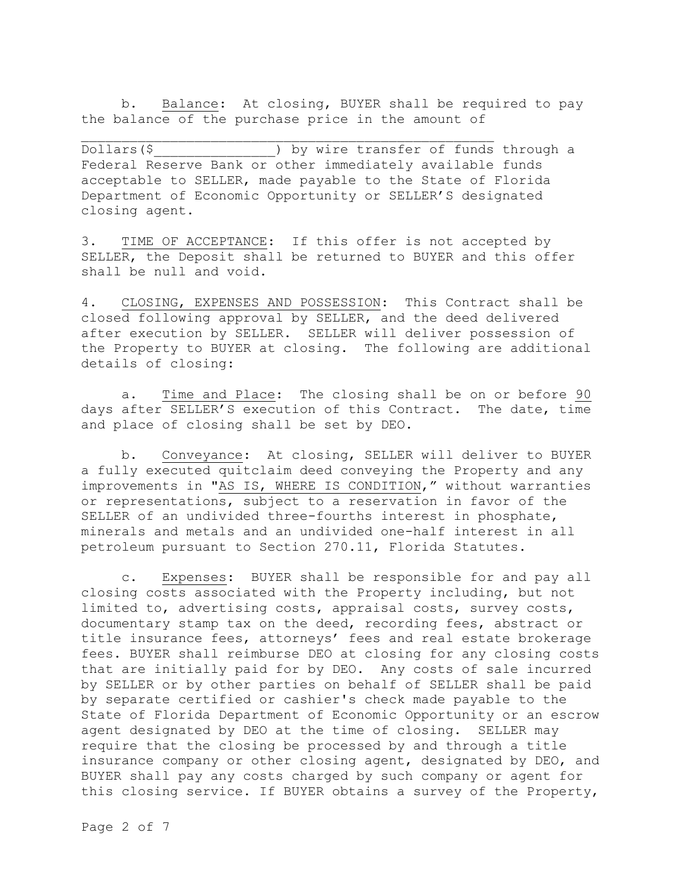b. Balance: At closing, BUYER shall be required to pay the balance of the purchase price in the amount of

_______________________________________________________ Dollars($_______________) by wire transfer of funds through a Federal Reserve Bank or other immediately available funds acceptable to SELLER, made payable to the State of Florida Department of Economic Opportunity or SELLER'S designated closing agent.

3. TIME OF ACCEPTANCE: If this offer is not accepted by SELLER, the Deposit shall be returned to BUYER and this offer shall be null and void.

4. CLOSING, EXPENSES AND POSSESSION: This Contract shall be closed following approval by SELLER, and the deed delivered after execution by SELLER. SELLER will deliver possession of the Property to BUYER at closing. The following are additional details of closing:

a. Time and Place: The closing shall be on or before 90 days after SELLER'S execution of this Contract. The date, time and place of closing shall be set by DEO.

b. Conveyance: At closing, SELLER will deliver to BUYER a fully executed quitclaim deed conveying the Property and any improvements in "AS IS, WHERE IS CONDITION," without warranties or representations, subject to a reservation in favor of the SELLER of an undivided three-fourths interest in phosphate, minerals and metals and an undivided one-half interest in all petroleum pursuant to Section 270.11, Florida Statutes.

c. Expenses: BUYER shall be responsible for and pay all closing costs associated with the Property including, but not limited to, advertising costs, appraisal costs, survey costs, documentary stamp tax on the deed, recording fees, abstract or title insurance fees, attorneys' fees and real estate brokerage fees. BUYER shall reimburse DEO at closing for any closing costs that are initially paid for by DEO. Any costs of sale incurred by SELLER or by other parties on behalf of SELLER shall be paid by separate certified or cashier's check made payable to the State of Florida Department of Economic Opportunity or an escrow agent designated by DEO at the time of closing. SELLER may require that the closing be processed by and through a title insurance company or other closing agent, designated by DEO, and BUYER shall pay any costs charged by such company or agent for this closing service. If BUYER obtains a survey of the Property,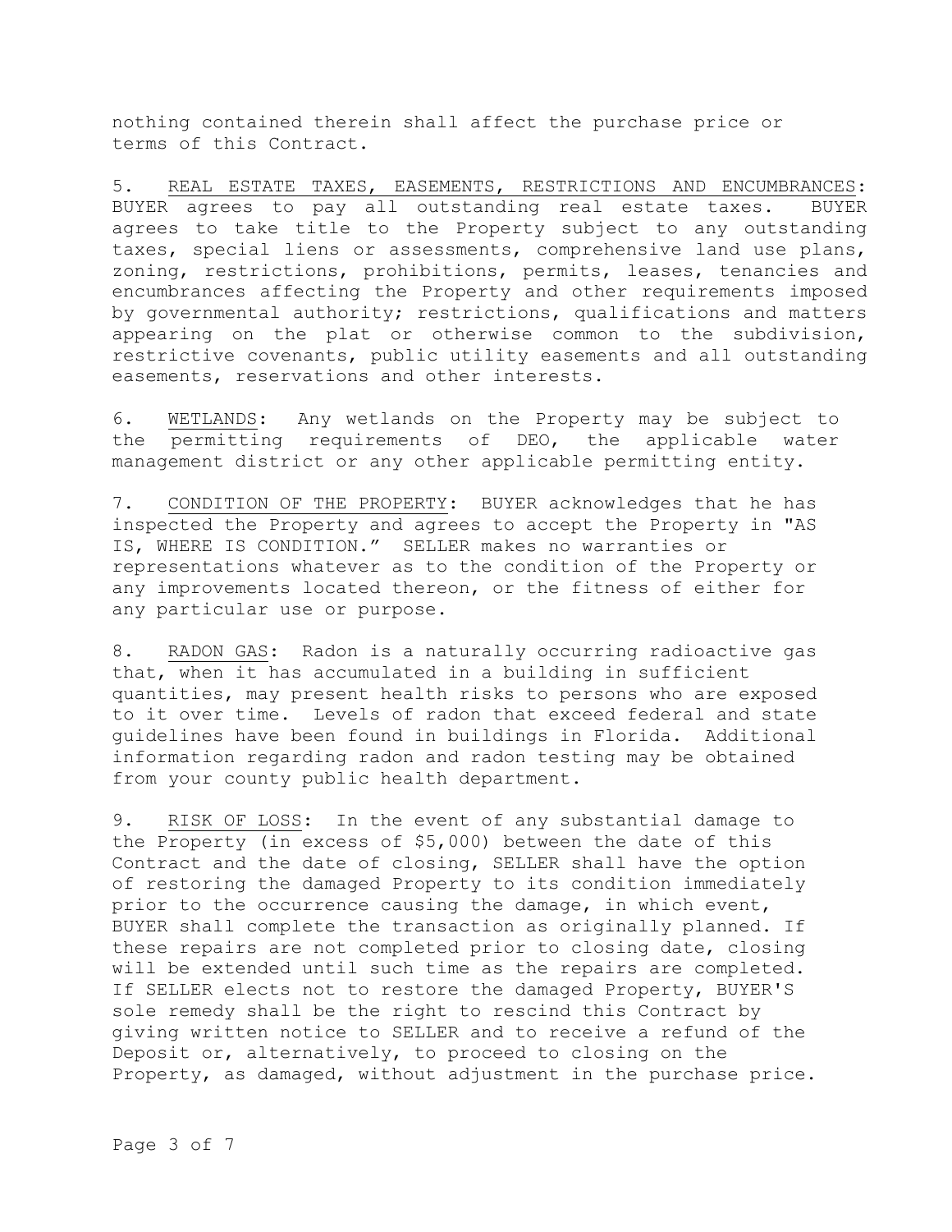nothing contained therein shall affect the purchase price or terms of this Contract.

5. <u>REAL ESTATE TAXES, EASEMENTS, RESTRICTIONS AND ENCUMBRANCES</u>: BUYER agrees to pay all outstanding real estate taxes. BUYER agrees to take title to the Property subject to any outstanding taxes, special liens or assessments, comprehensive land use plans, zoning, restrictions, prohibitions, permits, leases, tenancies and encumbrances affecting the Property and other requirements imposed by governmental authority; restrictions, qualifications and matters appearing on the plat or otherwise common to the subdivision, restrictive covenants, public utility easements and all outstanding easements, reservations and other interests.

6. <u>WETLANDS</u>: Any wetlands on the Property may be subject to the permitting requirements of DEO, the applicable water management district or any other applicable permitting entity.

7. <u>CONDITION OF THE PROPERTY</u>: BUYER acknowledges that he has inspected the Property and agrees to accept the Property in "AS IS, WHERE IS CONDITION." SELLER makes no warranties or representations whatever as to the condition of the Property or any improvements located thereon, or the fitness of either for any particular use or purpose.

8. <u>RADON GAS</u>: Radon is a naturally occurring radioactive gas that, when it has accumulated in a building in sufficient quantities, may present health risks to persons who are exposed to it over time. Levels of radon that exceed federal and state guidelines have been found in buildings in Florida. Additional information regarding radon and radon testing may be obtained from your county public health department.

9. <u>RISK OF LOSS</u>: In the event of any substantial damage to the Property (in excess of $5,000) between the date of this Contract and the date of closing, SELLER shall have the option of restoring the damaged Property to its condition immediately prior to the occurrence causing the damage, in which event, BUYER shall complete the transaction as originally planned. If these repairs are not completed prior to closing date, closing will be extended until such time as the repairs are completed. If SELLER elects not to restore the damaged Property, BUYER'S sole remedy shall be the right to rescind this Contract by giving written notice to SELLER and to receive a refund of the Deposit or, alternatively, to proceed to closing on the Property, as damaged, without adjustment in the purchase price.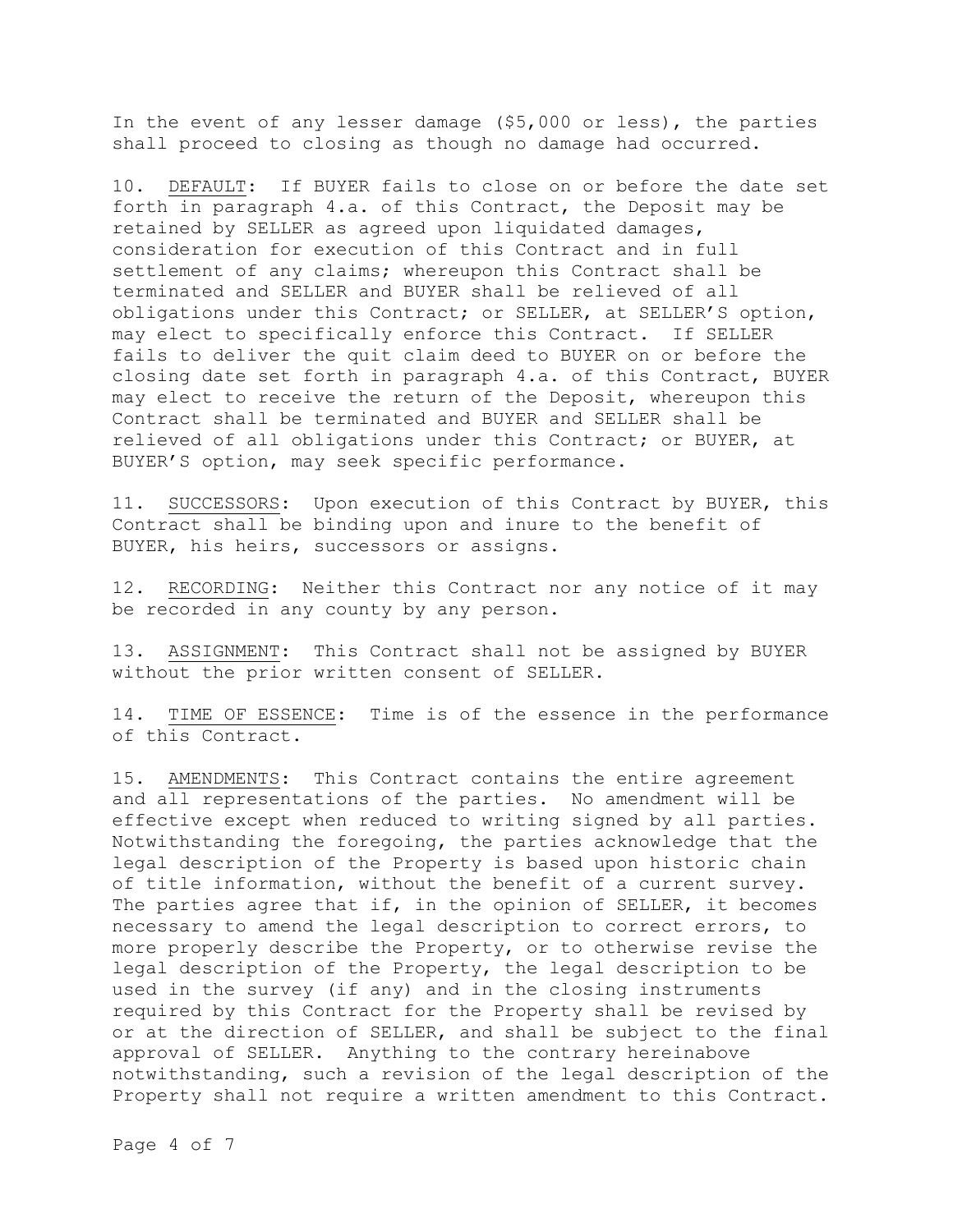In the event of any lesser damage ($5,000 or less), the parties shall proceed to closing as though no damage had occurred.

10. <u>DEFAULT</u>: If BUYER fails to close on or before the date set forth in paragraph 4.a. of this Contract, the Deposit may be retained by SELLER as agreed upon liquidated damages, consideration for execution of this Contract and in full settlement of any claims; whereupon this Contract shall be terminated and SELLER and BUYER shall be relieved of all obligations under this Contract; or SELLER, at SELLER'S option, may elect to specifically enforce this Contract. If SELLER fails to deliver the quit claim deed to BUYER on or before the closing date set forth in paragraph 4.a. of this Contract, BUYER may elect to receive the return of the Deposit, whereupon this Contract shall be terminated and BUYER and SELLER shall be relieved of all obligations under this Contract; or BUYER, at BUYER'S option, may seek specific performance.

11. <u>SUCCESSORS</u>: Upon execution of this Contract by BUYER, this Contract shall be binding upon and inure to the benefit of BUYER, his heirs, successors or assigns.

12. <u>RECORDING</u>: Neither this Contract nor any notice of it may be recorded in any county by any person.

13. <u>ASSIGNMENT</u>: This Contract shall not be assigned by BUYER without the prior written consent of SELLER.

14. <u>TIME OF ESSENCE</u>: Time is of the essence in the performance of this Contract.

15. <u>AMENDMENTS</u>: This Contract contains the entire agreement and all representations of the parties. No amendment will be effective except when reduced to writing signed by all parties. Notwithstanding the foregoing, the parties acknowledge that the legal description of the Property is based upon historic chain of title information, without the benefit of a current survey. The parties agree that if, in the opinion of SELLER, it becomes necessary to amend the legal description to correct errors, to more properly describe the Property, or to otherwise revise the legal description of the Property, the legal description to be used in the survey (if any) and in the closing instruments required by this Contract for the Property shall be revised by or at the direction of SELLER, and shall be subject to the final approval of SELLER. Anything to the contrary hereinabove notwithstanding, such a revision of the legal description of the Property shall not require a written amendment to this Contract.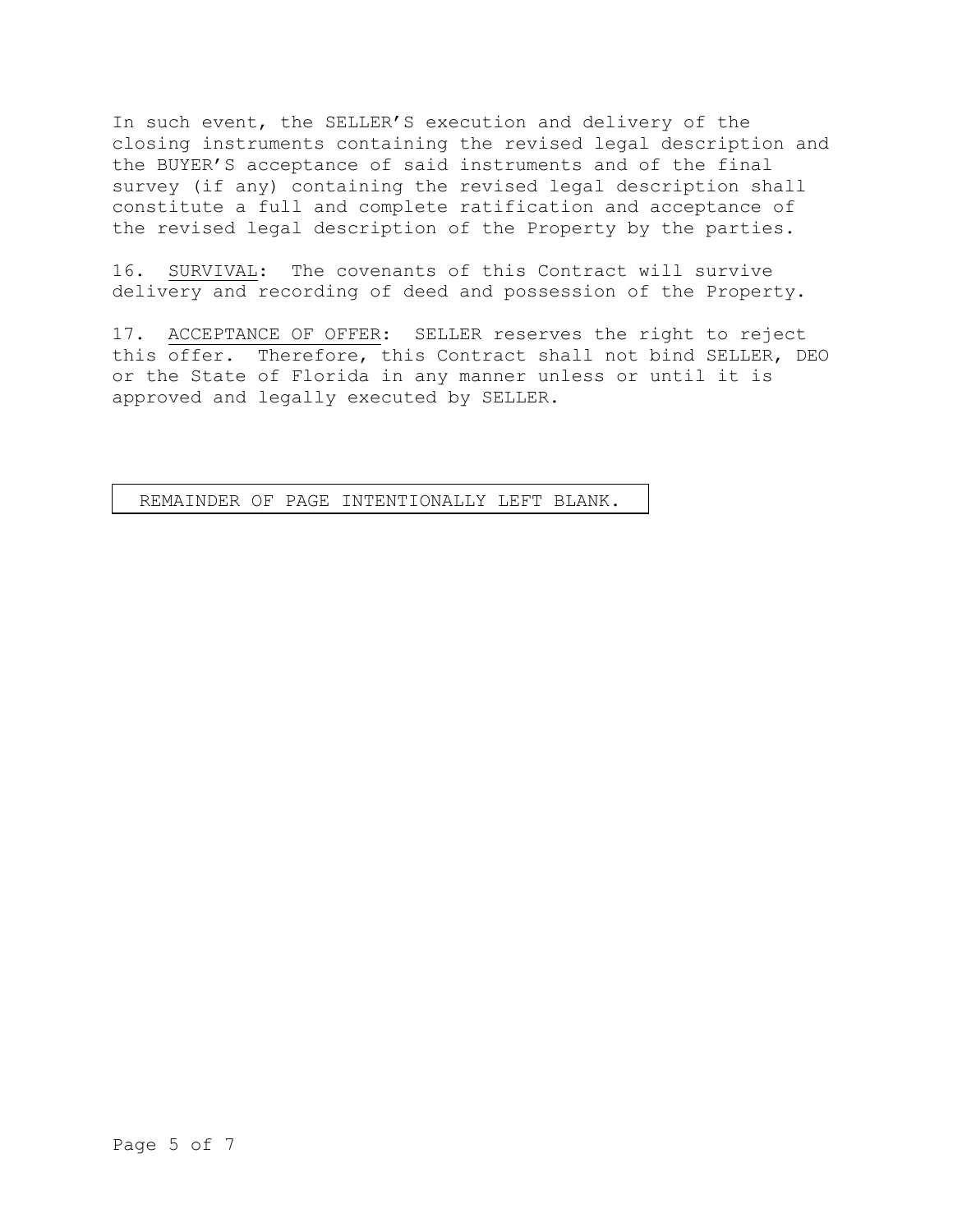In such event, the SELLER'S execution and delivery of the closing instruments containing the revised legal description and the BUYER'S acceptance of said instruments and of the final survey (if any) containing the revised legal description shall constitute a full and complete ratification and acceptance of the revised legal description of the Property by the parties.

16. <u>SURVIVAL</u>: The covenants of this Contract will survive delivery and recording of deed and possession of the Property.

17. <u>ACCEPTANCE OF OFFER</u>: SELLER reserves the right to reject this offer. Therefore, this Contract shall not bind SELLER, DEO or the State of Florida in any manner unless or until it is approved and legally executed by SELLER.

REMAINDER OF PAGE INTENTIONALLY LEFT BLANK.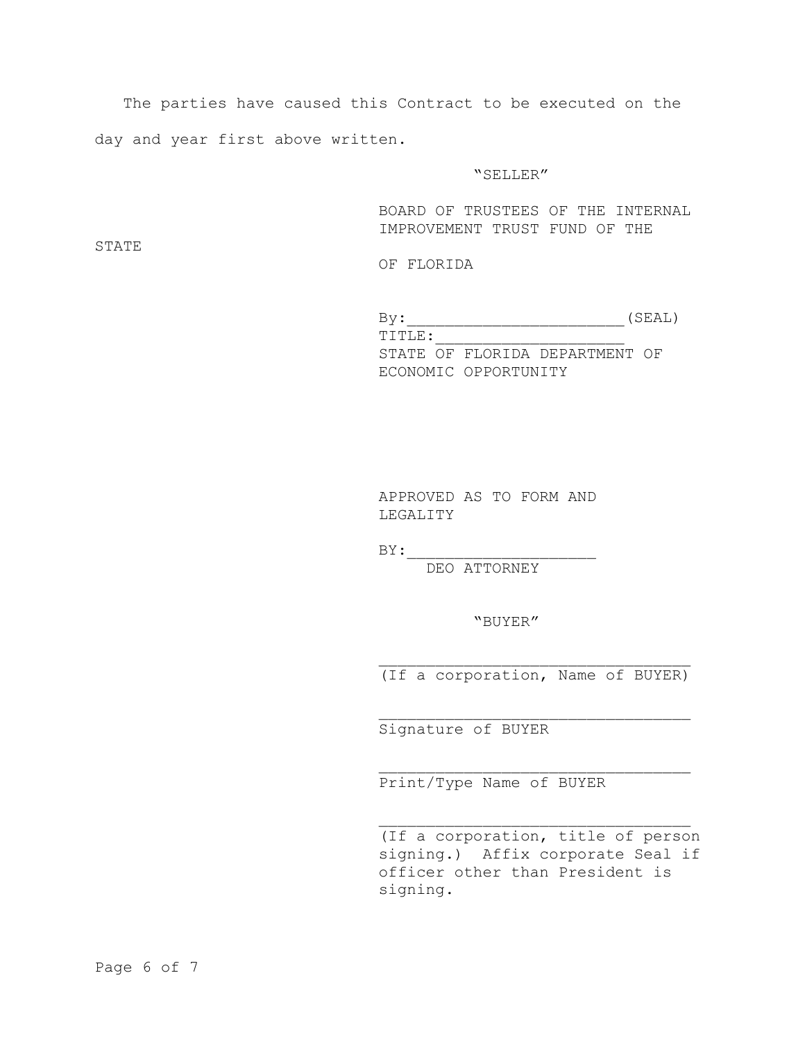The parties have caused this Contract to be executed on the day and year first above written.

"SELLER"

BOARD OF TRUSTEES OF THE INTERNAL IMPROVEMENT TRUST FUND OF THE STATE OF FLORIDA

By:________________________(SEAL)
TITLE:_____________________
STATE OF FLORIDA DEPARTMENT OF ECONOMIC OPPORTUNITY

APPROVED AS TO FORM AND LEGALITY

BY:____________________
DEO ATTORNEY

"BUYER"

__________________________________
(If a corporation, Name of BUYER)

__________________________________
Signature of BUYER

__________________________________
Print/Type Name of BUYER

__________________________________
(If a corporation, title of person signing.) Affix corporate Seal if officer other than President is signing.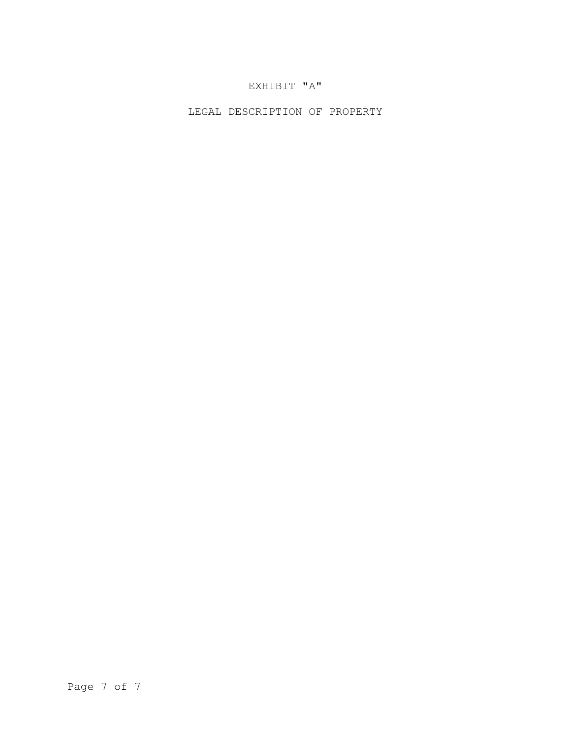# EXHIBIT "A"

## LEGAL DESCRIPTION OF PROPERTY